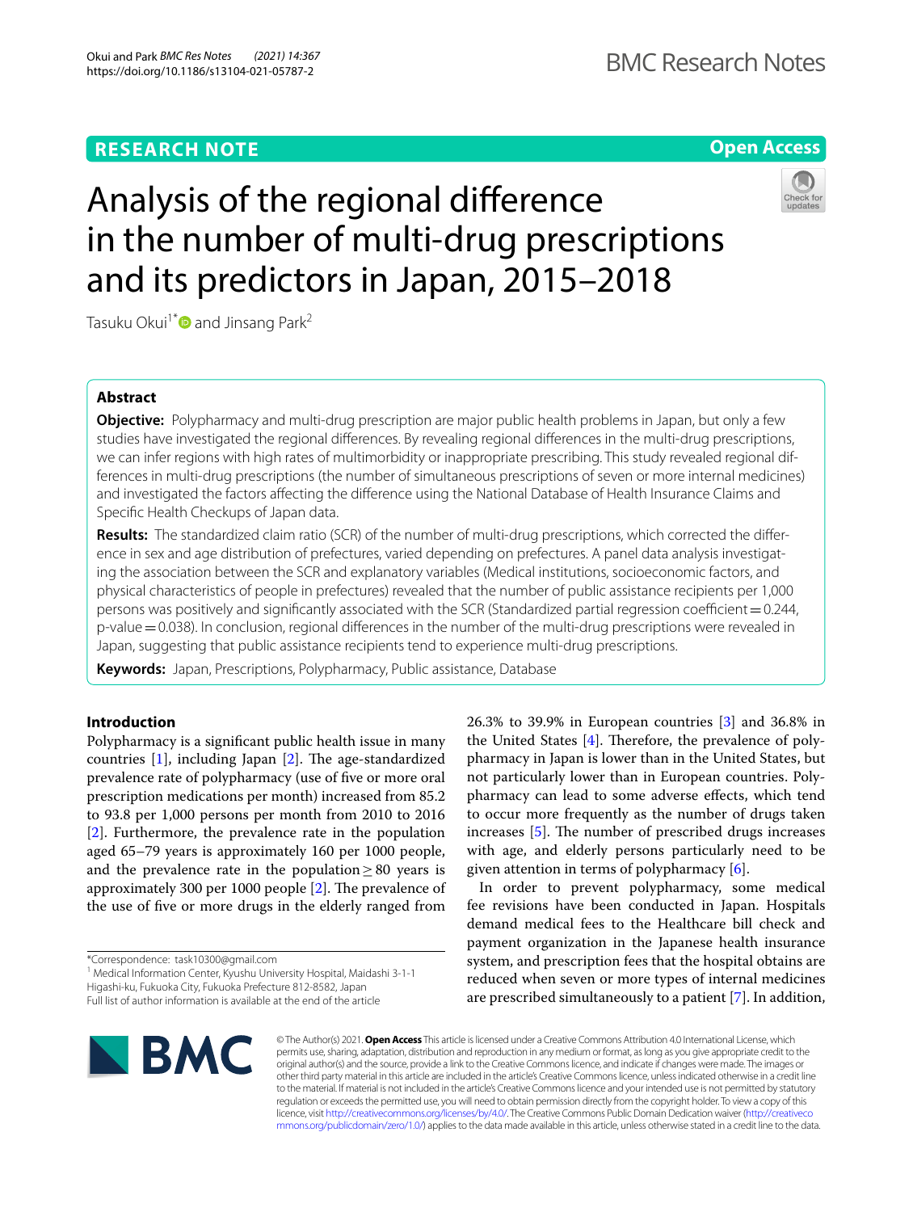RESEARCH NOTE

Open Access

# Analysis of the regional difference in the number of multi-drug prescriptions and its predictors in Japan, 2015–2018

Tasuku Okui[1*] and Jinsang Park[2]

## Abstract

**Objective:** Polypharmacy and multi-drug prescription are major public health problems in Japan, but only a few studies have investigated the regional differences. By revealing regional differences in the multi-drug prescriptions, we can infer regions with high rates of multimorbidity or inappropriate prescribing. This study revealed regional differences in multi-drug prescriptions (the number of simultaneous prescriptions of seven or more internal medicines) and investigated the factors affecting the difference using the National Database of Health Insurance Claims and Specific Health Checkups of Japan data.

**Results:** The standardized claim ratio (SCR) of the number of multi-drug prescriptions, which corrected the difference in sex and age distribution of prefectures, varied depending on prefectures. A panel data analysis investigating the association between the SCR and explanatory variables (Medical institutions, socioeconomic factors, and physical characteristics of people in prefectures) revealed that the number of public assistance recipients per 1,000 persons was positively and significantly associated with the SCR (Standardized partial regression coefficient = 0.244, p-value = 0.038). In conclusion, regional differences in the number of the multi-drug prescriptions were revealed in Japan, suggesting that public assistance recipients tend to experience multi-drug prescriptions.

**Keywords:** Japan, Prescriptions, Polypharmacy, Public assistance, Database

## Introduction

Polypharmacy is a significant public health issue in many countries [1], including Japan [2]. The age-standardized prevalence rate of polypharmacy (use of five or more oral prescription medications per month) increased from 85.2 to 93.8 per 1,000 persons per month from 2010 to 2016 [2]. Furthermore, the prevalence rate in the population aged 65–79 years is approximately 160 per 1000 people, and the prevalence rate in the population ≥ 80 years is approximately 300 per 1000 people [2]. The prevalence of the use of five or more drugs in the elderly ranged from 26.3% to 39.9% in European countries [3] and 36.8% in the United States [4]. Therefore, the prevalence of polypharmacy in Japan is lower than in the United States, but not particularly lower than in European countries. Polypharmacy can lead to some adverse effects, which tend to occur more frequently as the number of drugs taken increases [5]. The number of prescribed drugs increases with age, and elderly persons particularly need to be given attention in terms of polypharmacy [6].

In order to prevent polypharmacy, some medical fee revisions have been conducted in Japan. Hospitals demand medical fees to the Healthcare bill check and payment organization in the Japanese health insurance system, and prescription fees that the hospital obtains are reduced when seven or more types of internal medicines are prescribed simultaneously to a patient [7]. In addition,

*Correspondence: task10300@gmail.com
[1] Medical Information Center, Kyushu University Hospital, Maidashi 3-1-1 Higashi-ku, Fukuoka City, Fukuoka Prefecture 812-8582, Japan
Full list of author information is available at the end of the article

© The Author(s) 2021. **Open Access** This article is licensed under a Creative Commons Attribution 4.0 International License, which permits use, sharing, adaptation, distribution and reproduction in any medium or format, as long as you give appropriate credit to the original author(s) and the source, provide a link to the Creative Commons licence, and indicate if changes were made. The images or other third party material in this article are included in the article's Creative Commons licence, unless indicated otherwise in a credit line to the material. If material is not included in the article's Creative Commons licence and your intended use is not permitted by statutory regulation or exceeds the permitted use, you will need to obtain permission directly from the copyright holder. To view a copy of this licence, visit http://creativecommons.org/licenses/by/4.0/. The Creative Commons Public Domain Dedication waiver (http://creativecommons.org/publicdomain/zero/1.0/) applies to the data made available in this article, unless otherwise stated in a credit line to the data.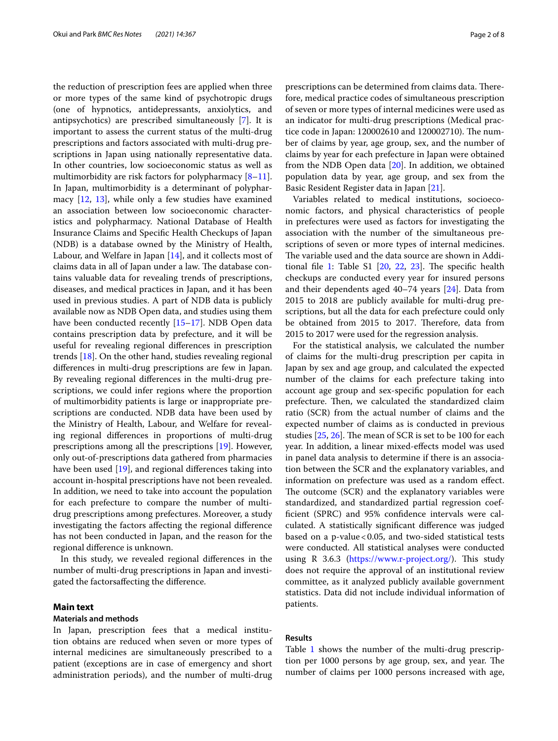the reduction of prescription fees are applied when three or more types of the same kind of psychotropic drugs (one of hypnotics, antidepressants, anxiolytics, and antipsychotics) are prescribed simultaneously [7]. It is important to assess the current status of the multi-drug prescriptions and factors associated with multi-drug prescriptions in Japan using nationally representative data. In other countries, low socioeconomic status as well as multimorbidity are risk factors for polypharmacy [8–11]. In Japan, multimorbidity is a determinant of polypharmacy [12, 13], while only a few studies have examined an association between low socioeconomic characteristics and polypharmacy. National Database of Health Insurance Claims and Specific Health Checkups of Japan (NDB) is a database owned by the Ministry of Health, Labour, and Welfare in Japan [14], and it collects most of claims data in all of Japan under a law. The database contains valuable data for revealing trends of prescriptions, diseases, and medical practices in Japan, and it has been used in previous studies. A part of NDB data is publicly available now as NDB Open data, and studies using them have been conducted recently [15–17]. NDB Open data contains prescription data by prefecture, and it will be useful for revealing regional differences in prescription trends [18]. On the other hand, studies revealing regional differences in multi-drug prescriptions are few in Japan. By revealing regional differences in the multi-drug prescriptions, we could infer regions where the proportion of multimorbidity patients is large or inappropriate prescriptions are conducted. NDB data have been used by the Ministry of Health, Labour, and Welfare for revealing regional differences in proportions of multi-drug prescriptions among all the prescriptions [19]. However, only out-of-prescriptions data gathered from pharmacies have been used [19], and regional differences taking into account in-hospital prescriptions have not been revealed. In addition, we need to take into account the population for each prefecture to compare the number of multi-drug prescriptions among prefectures. Moreover, a study investigating the factors affecting the regional difference has not been conducted in Japan, and the reason for the regional difference is unknown.

In this study, we revealed regional differences in the number of multi-drug prescriptions in Japan and investigated the factorsaffecting the difference.

## Main text

### Materials and methods

In Japan, prescription fees that a medical institution obtains are reduced when seven or more types of internal medicines are simultaneously prescribed to a patient (exceptions are in case of emergency and short administration periods), and the number of multi-drug prescriptions can be determined from claims data. Therefore, medical practice codes of simultaneous prescription of seven or more types of internal medicines were used as an indicator for multi-drug prescriptions (Medical practice code in Japan: 120002610 and 120002710). The number of claims by year, age group, sex, and the number of claims by year for each prefecture in Japan were obtained from the NDB Open data [20]. In addition, we obtained population data by year, age group, and sex from the Basic Resident Register data in Japan [21].

Variables related to medical institutions, socioeconomic factors, and physical characteristics of people in prefectures were used as factors for investigating the association with the number of the simultaneous prescriptions of seven or more types of internal medicines. The variable used and the data source are shown in Additional file 1: Table S1 [20, 22, 23]. The specific health checkups are conducted every year for insured persons and their dependents aged 40–74 years [24]. Data from 2015 to 2018 are publicly available for multi-drug prescriptions, but all the data for each prefecture could only be obtained from 2015 to 2017. Therefore, data from 2015 to 2017 were used for the regression analysis.

For the statistical analysis, we calculated the number of claims for the multi-drug prescription per capita in Japan by sex and age group, and calculated the expected number of the claims for each prefecture taking into account age group and sex-specific population for each prefecture. Then, we calculated the standardized claim ratio (SCR) from the actual number of claims and the expected number of claims as is conducted in previous studies [25, 26]. The mean of SCR is set to be 100 for each year. In addition, a linear mixed-effects model was used in panel data analysis to determine if there is an association between the SCR and the explanatory variables, and information on prefecture was used as a random effect. The outcome (SCR) and the explanatory variables were standardized, and standardized partial regression coefficient (SPRC) and 95% confidence intervals were calculated. A statistically significant difference was judged based on a p-value $< 0.05$, and two-sided statistical tests were conducted. All statistical analyses were conducted using R 3.6.3 (https://www.r-project.org/). This study does not require the approval of an institutional review committee, as it analyzed publicly available government statistics. Data did not include individual information of patients.

### Results

Table 1 shows the number of the multi-drug prescription per 1000 persons by age group, sex, and year. The number of claims per 1000 persons increased with age,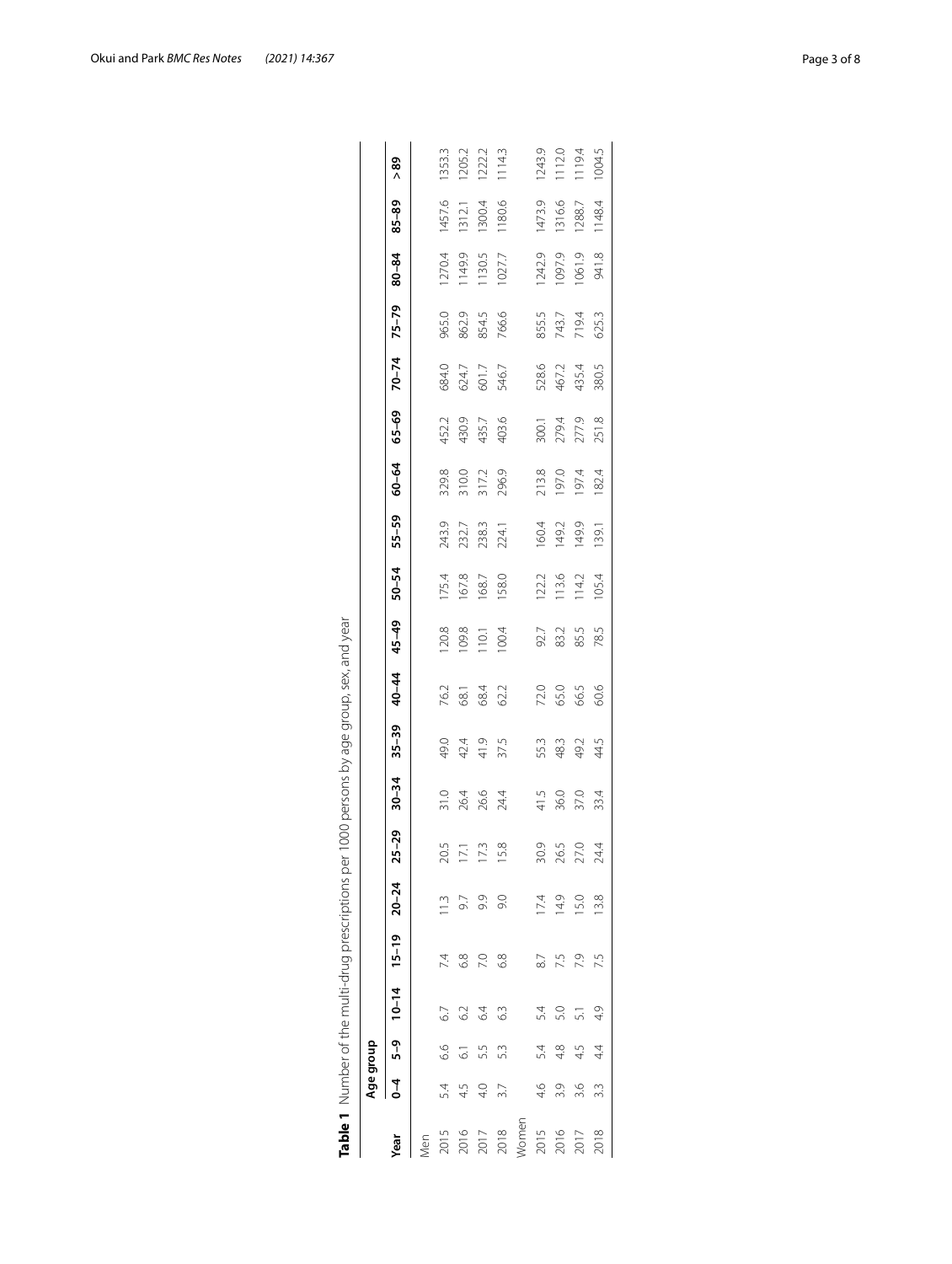**Table 1** Number of the multi-drug prescriptions per 1000 persons by age group, sex, and year

| Year | Age group | | | | | | | | | | | | | | | | | | |
|---|---|---|---|---|---|---|---|---|---|---|---|---|---|---|---|---|---|---|---|
| | 0–4 | 5–9 | 10–14 | 15–19 | 20–24 | 25–29 | 30–34 | 35–39 | 40–44 | 45–49 | 50–54 | 55–59 | 60–64 | 65–69 | 70–74 | 75–79 | 80–84 | 85–89 | > 89 |
| Men | | | | | | | | | | | | | | | | | | | |
| 2015 | 5.4 | 6.6 | 6.7 | 7.4 | 11.3 | 20.5 | 31.0 | 49.0 | 76.2 | 120.8 | 175.4 | 243.9 | 329.8 | 452.2 | 684.0 | 965.0 | 1270.4 | 1457.6 | 1353.3 |
| 2016 | 4.5 | 6.1 | 6.2 | 6.8 | 9.7 | 17.1 | 26.4 | 42.4 | 68.1 | 109.8 | 167.8 | 232.7 | 310.0 | 430.9 | 624.7 | 862.9 | 1149.9 | 1312.1 | 1205.2 |
| 2017 | 4.0 | 5.5 | 6.4 | 7.0 | 9.9 | 17.3 | 26.6 | 41.9 | 68.4 | 110.1 | 168.7 | 238.3 | 317.2 | 435.7 | 601.7 | 854.5 | 1130.5 | 1300.4 | 1222.2 |
| 2018 | 3.7 | 5.3 | 6.3 | 6.8 | 9.0 | 15.8 | 24.4 | 37.5 | 62.2 | 100.4 | 158.0 | 224.1 | 296.9 | 403.6 | 546.7 | 766.6 | 1027.7 | 1180.6 | 1114.3 |
| Women | | | | | | | | | | | | | | | | | | | |
| 2015 | 4.6 | 5.4 | 5.4 | 8.7 | 17.4 | 30.9 | 41.5 | 55.3 | 72.0 | 92.7 | 122.2 | 160.4 | 213.8 | 300.1 | 528.6 | 855.5 | 1242.9 | 1473.9 | 1243.9 |
| 2016 | 3.9 | 4.8 | 5.0 | 7.5 | 14.9 | 26.5 | 36.0 | 48.3 | 65.0 | 83.2 | 113.6 | 149.2 | 197.0 | 279.4 | 467.2 | 743.7 | 1097.9 | 1316.6 | 1112.0 |
| 2017 | 3.6 | 4.5 | 5.1 | 7.9 | 15.0 | 27.0 | 37.0 | 49.2 | 66.5 | 85.5 | 114.2 | 149.9 | 197.4 | 277.9 | 435.4 | 719.4 | 1061.9 | 1288.7 | 1119.4 |
| 2018 | 3.3 | 4.4 | 4.9 | 7.5 | 13.8 | 24.4 | 33.4 | 44.5 | 60.6 | 78.5 | 105.4 | 139.1 | 182.4 | 251.8 | 380.5 | 625.3 | 941.8 | 1148.4 | 1004.5 |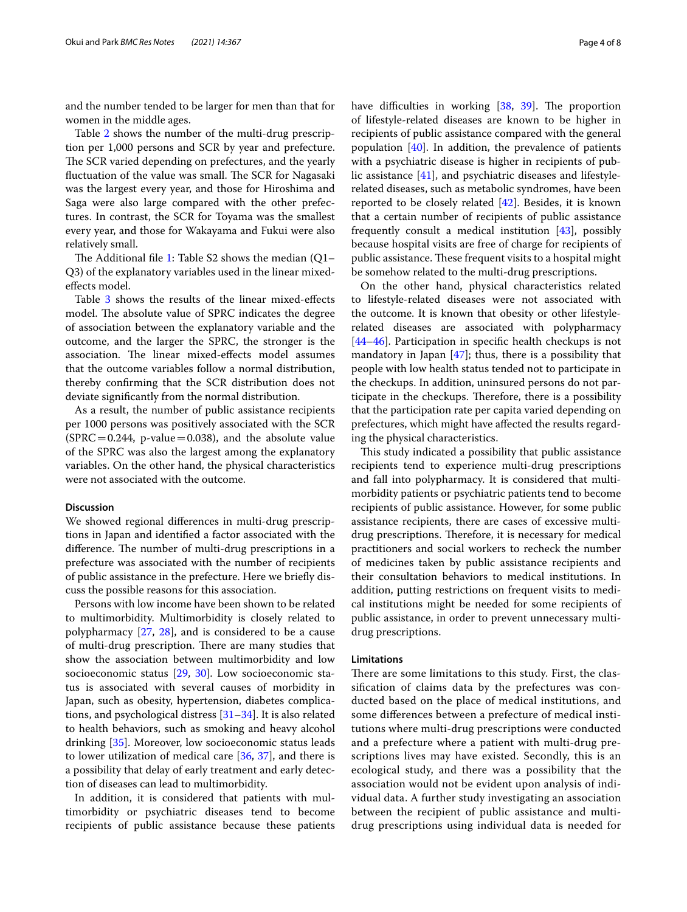and the number tended to be larger for men than that for women in the middle ages.

Table 2 shows the number of the multi-drug prescription per 1,000 persons and SCR by year and prefecture. The SCR varied depending on prefectures, and the yearly fluctuation of the value was small. The SCR for Nagasaki was the largest every year, and those for Hiroshima and Saga were also large compared with the other prefectures. In contrast, the SCR for Toyama was the smallest every year, and those for Wakayama and Fukui were also relatively small.

The Additional file 1: Table S2 shows the median (Q1–Q3) of the explanatory variables used in the linear mixed-effects model.

Table 3 shows the results of the linear mixed-effects model. The absolute value of SPRC indicates the degree of association between the explanatory variable and the outcome, and the larger the SPRC, the stronger is the association. The linear mixed-effects model assumes that the outcome variables follow a normal distribution, thereby confirming that the SCR distribution does not deviate significantly from the normal distribution.

As a result, the number of public assistance recipients per 1000 persons was positively associated with the SCR (SPRC = 0.244, p-value = 0.038), and the absolute value of the SPRC was also the largest among the explanatory variables. On the other hand, the physical characteristics were not associated with the outcome.

#### Discussion

We showed regional differences in multi-drug prescriptions in Japan and identified a factor associated with the difference. The number of multi-drug prescriptions in a prefecture was associated with the number of recipients of public assistance in the prefecture. Here we briefly discuss the possible reasons for this association.

Persons with low income have been shown to be related to multimorbidity. Multimorbidity is closely related to polypharmacy [27, 28], and is considered to be a cause of multi-drug prescription. There are many studies that show the association between multimorbidity and low socioeconomic status [29, 30]. Low socioeconomic status is associated with several causes of morbidity in Japan, such as obesity, hypertension, diabetes complications, and psychological distress [31–34]. It is also related to health behaviors, such as smoking and heavy alcohol drinking [35]. Moreover, low socioeconomic status leads to lower utilization of medical care [36, 37], and there is a possibility that delay of early treatment and early detection of diseases can lead to multimorbidity.

In addition, it is considered that patients with multimorbidity or psychiatric diseases tend to become recipients of public assistance because these patients have difficulties in working [38, 39]. The proportion of lifestyle-related diseases are known to be higher in recipients of public assistance compared with the general population [40]. In addition, the prevalence of patients with a psychiatric disease is higher in recipients of public assistance [41], and psychiatric diseases and lifestyle-related diseases, such as metabolic syndromes, have been reported to be closely related [42]. Besides, it is known that a certain number of recipients of public assistance frequently consult a medical institution [43], possibly because hospital visits are free of charge for recipients of public assistance. These frequent visits to a hospital might be somehow related to the multi-drug prescriptions.

On the other hand, physical characteristics related to lifestyle-related diseases were not associated with the outcome. It is known that obesity or other lifestyle-related diseases are associated with polypharmacy [44–46]. Participation in specific health checkups is not mandatory in Japan [47]; thus, there is a possibility that people with low health status tended not to participate in the checkups. In addition, uninsured persons do not participate in the checkups. Therefore, there is a possibility that the participation rate per capita varied depending on prefectures, which might have affected the results regarding the physical characteristics.

This study indicated a possibility that public assistance recipients tend to experience multi-drug prescriptions and fall into polypharmacy. It is considered that multimorbidity patients or psychiatric patients tend to become recipients of public assistance. However, for some public assistance recipients, there are cases of excessive multi-drug prescriptions. Therefore, it is necessary for medical practitioners and social workers to recheck the number of medicines taken by public assistance recipients and their consultation behaviors to medical institutions. In addition, putting restrictions on frequent visits to medical institutions might be needed for some recipients of public assistance, in order to prevent unnecessary multi-drug prescriptions.

#### Limitations

There are some limitations to this study. First, the classification of claims data by the prefectures was conducted based on the place of medical institutions, and some differences between a prefecture of medical institutions where multi-drug prescriptions were conducted and a prefecture where a patient with multi-drug prescriptions lives may have existed. Secondly, this is an ecological study, and there was a possibility that the association would not be evident upon analysis of individual data. A further study investigating an association between the recipient of public assistance and multi-drug prescriptions using individual data is needed for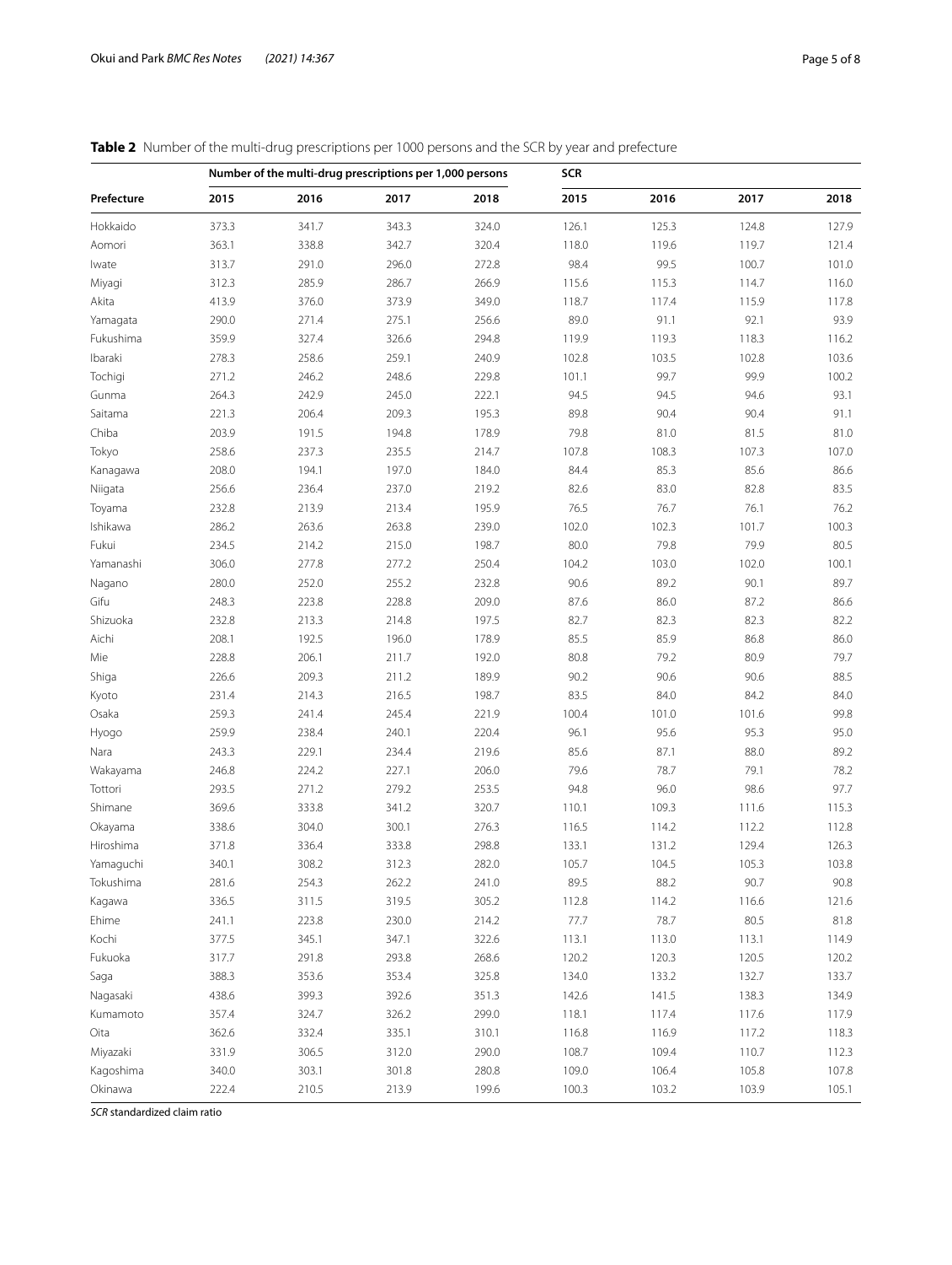**Table 2** Number of the multi-drug prescriptions per 1000 persons and the SCR by year and prefecture

| Prefecture | Number of the multi-drug prescriptions per 1,000 persons | | | | SCR | | | |
|---|---|---|---|---|---|---|---|---|
| | 2015 | 2016 | 2017 | 2018 | 2015 | 2016 | 2017 | 2018 |
| Hokkaido | 373.3 | 341.7 | 343.3 | 324.0 | 126.1 | 125.3 | 124.8 | 127.9 |
| Aomori | 363.1 | 338.8 | 342.7 | 320.4 | 118.0 | 119.6 | 119.7 | 121.4 |
| Iwate | 313.7 | 291.0 | 296.0 | 272.8 | 98.4 | 99.5 | 100.7 | 101.0 |
| Miyagi | 312.3 | 285.9 | 286.7 | 266.9 | 115.6 | 115.3 | 114.7 | 116.0 |
| Akita | 413.9 | 376.0 | 373.9 | 349.0 | 118.7 | 117.4 | 115.9 | 117.8 |
| Yamagata | 290.0 | 271.4 | 275.1 | 256.6 | 89.0 | 91.1 | 92.1 | 93.9 |
| Fukushima | 359.9 | 327.4 | 326.6 | 294.8 | 119.9 | 119.3 | 118.3 | 116.2 |
| Ibaraki | 278.3 | 258.6 | 259.1 | 240.9 | 102.8 | 103.5 | 102.8 | 103.6 |
| Tochigi | 271.2 | 246.2 | 248.6 | 229.8 | 101.1 | 99.7 | 99.9 | 100.2 |
| Gunma | 264.3 | 242.9 | 245.0 | 222.1 | 94.5 | 94.5 | 94.6 | 93.1 |
| Saitama | 221.3 | 206.4 | 209.3 | 195.3 | 89.8 | 90.4 | 90.4 | 91.1 |
| Chiba | 203.9 | 191.5 | 194.8 | 178.9 | 79.8 | 81.0 | 81.5 | 81.0 |
| Tokyo | 258.6 | 237.3 | 235.5 | 214.7 | 107.8 | 108.3 | 107.3 | 107.0 |
| Kanagawa | 208.0 | 194.1 | 197.0 | 184.0 | 84.4 | 85.3 | 85.6 | 86.6 |
| Niigata | 256.6 | 236.4 | 237.0 | 219.2 | 82.6 | 83.0 | 82.8 | 83.5 |
| Toyama | 232.8 | 213.9 | 213.4 | 195.9 | 76.5 | 76.7 | 76.1 | 76.2 |
| Ishikawa | 286.2 | 263.6 | 263.8 | 239.0 | 102.0 | 102.3 | 101.7 | 100.3 |
| Fukui | 234.5 | 214.2 | 215.0 | 198.7 | 80.0 | 79.8 | 79.9 | 80.5 |
| Yamanashi | 306.0 | 277.8 | 277.2 | 250.4 | 104.2 | 103.0 | 102.0 | 100.1 |
| Nagano | 280.0 | 252.0 | 255.2 | 232.8 | 90.6 | 89.2 | 90.1 | 89.7 |
| Gifu | 248.3 | 223.8 | 228.8 | 209.0 | 87.6 | 86.0 | 87.2 | 86.6 |
| Shizuoka | 232.8 | 213.3 | 214.8 | 197.5 | 82.7 | 82.3 | 82.3 | 82.2 |
| Aichi | 208.1 | 192.5 | 196.0 | 178.9 | 85.5 | 85.9 | 86.8 | 86.0 |
| Mie | 228.8 | 206.1 | 211.7 | 192.0 | 80.8 | 79.2 | 80.9 | 79.7 |
| Shiga | 226.6 | 209.3 | 211.2 | 189.9 | 90.2 | 90.6 | 90.6 | 88.5 |
| Kyoto | 231.4 | 214.3 | 216.5 | 198.7 | 83.5 | 84.0 | 84.2 | 84.0 |
| Osaka | 259.3 | 241.4 | 245.4 | 221.9 | 100.4 | 101.0 | 101.6 | 99.8 |
| Hyogo | 259.9 | 238.4 | 240.1 | 220.4 | 96.1 | 95.6 | 95.3 | 95.0 |
| Nara | 243.3 | 229.1 | 234.4 | 219.6 | 85.6 | 87.1 | 88.0 | 89.2 |
| Wakayama | 246.8 | 224.2 | 227.1 | 206.0 | 79.6 | 78.7 | 79.1 | 78.2 |
| Tottori | 293.5 | 271.2 | 279.2 | 253.5 | 94.8 | 96.0 | 98.6 | 97.7 |
| Shimane | 369.6 | 333.8 | 341.2 | 320.7 | 110.1 | 109.3 | 111.6 | 115.3 |
| Okayama | 338.6 | 304.0 | 300.1 | 276.3 | 116.5 | 114.2 | 112.2 | 112.8 |
| Hiroshima | 371.8 | 336.4 | 333.8 | 298.8 | 133.1 | 131.2 | 129.4 | 126.3 |
| Yamaguchi | 340.1 | 308.2 | 312.3 | 282.0 | 105.7 | 104.5 | 105.3 | 103.8 |
| Tokushima | 281.6 | 254.3 | 262.2 | 241.0 | 89.5 | 88.2 | 90.7 | 90.8 |
| Kagawa | 336.5 | 311.5 | 319.5 | 305.2 | 112.8 | 114.2 | 116.6 | 121.6 |
| Ehime | 241.1 | 223.8 | 230.0 | 214.2 | 77.7 | 78.7 | 80.5 | 81.8 |
| Kochi | 377.5 | 345.1 | 347.1 | 322.6 | 113.1 | 113.0 | 113.1 | 114.9 |
| Fukuoka | 317.7 | 291.8 | 293.8 | 268.6 | 120.2 | 120.3 | 120.5 | 120.2 |
| Saga | 388.3 | 353.6 | 353.4 | 325.8 | 134.0 | 133.2 | 132.7 | 133.7 |
| Nagasaki | 438.6 | 399.3 | 392.6 | 351.3 | 142.6 | 141.5 | 138.3 | 134.9 |
| Kumamoto | 357.4 | 324.7 | 326.2 | 299.0 | 118.1 | 117.4 | 117.6 | 117.9 |
| Oita | 362.6 | 332.4 | 335.1 | 310.1 | 116.8 | 116.9 | 117.2 | 118.3 |
| Miyazaki | 331.9 | 306.5 | 312.0 | 290.0 | 108.7 | 109.4 | 110.7 | 112.3 |
| Kagoshima | 340.0 | 303.1 | 301.8 | 280.8 | 109.0 | 106.4 | 105.8 | 107.8 |
| Okinawa | 222.4 | 210.5 | 213.9 | 199.6 | 100.3 | 103.2 | 103.9 | 105.1 |

*SCR* standardized claim ratio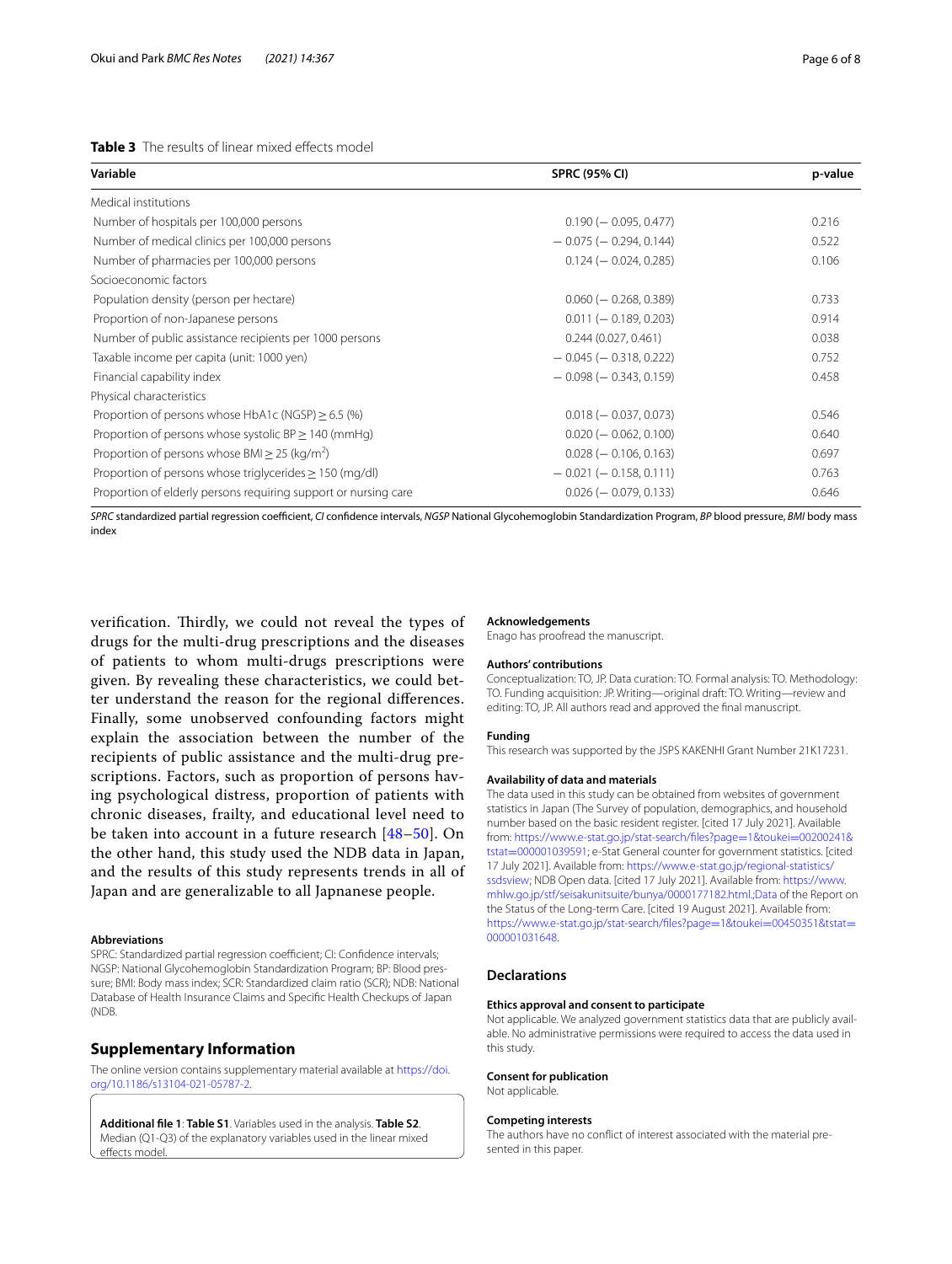**Table 3** The results of linear mixed effects model

| Variable | SPRC (95% CI) | p-value |
|---|---|---|
| Medical institutions | | |
| Number of hospitals per 100,000 persons | 0.190 (− 0.095, 0.477) | 0.216 |
| Number of medical clinics per 100,000 persons | − 0.075 (− 0.294, 0.144) | 0.522 |
| Number of pharmacies per 100,000 persons | 0.124 (− 0.024, 0.285) | 0.106 |
| Socioeconomic factors | | |
| Population density (person per hectare) | 0.060 (− 0.268, 0.389) | 0.733 |
| Proportion of non-Japanese persons | 0.011 (− 0.189, 0.203) | 0.914 |
| Number of public assistance recipients per 1000 persons | 0.244 (0.027, 0.461) | 0.038 |
| Taxable income per capita (unit: 1000 yen) | − 0.045 (− 0.318, 0.222) | 0.752 |
| Financial capability index | − 0.098 (− 0.343, 0.159) | 0.458 |
| Physical characteristics | | |
| Proportion of persons whose HbA1c (NGSP) ≥ 6.5 (%) | 0.018 (− 0.037, 0.073) | 0.546 |
| Proportion of persons whose systolic BP ≥ 140 (mmHg) | 0.020 (− 0.062, 0.100) | 0.640 |
| Proportion of persons whose BMI ≥ 25 (kg/m$^2$) | 0.028 (− 0.106, 0.163) | 0.697 |
| Proportion of persons whose triglycerides ≥ 150 (mg/dl) | − 0.021 (− 0.158, 0.111) | 0.763 |
| Proportion of elderly persons requiring support or nursing care | 0.026 (− 0.079, 0.133) | 0.646 |

*SPRC* standardized partial regression coefficient, *CI* confidence intervals, *NGSP* National Glycohemoglobin Standardization Program, *BP* blood pressure, *BMI* body mass index

verification. Thirdly, we could not reveal the types of drugs for the multi-drug prescriptions and the diseases of patients to whom multi-drugs prescriptions were given. By revealing these characteristics, we could better understand the reason for the regional differences. Finally, some unobserved confounding factors might explain the association between the number of the recipients of public assistance and the multi-drug prescriptions. Factors, such as proportion of persons having psychological distress, proportion of patients with chronic diseases, frailty, and educational level need to be taken into account in a future research [48–50]. On the other hand, this study used the NDB data in Japan, and the results of this study represents trends in all of Japan and are generalizable to all Japnanese people.

#### Abbreviations
SPRC: Standardized partial regression coefficient; CI: Confidence intervals; NGSP: National Glycohemoglobin Standardization Program; BP: Blood pressure; BMI: Body mass index; SCR: Standardized claim ratio (SCR); NDB: National Database of Health Insurance Claims and Specific Health Checkups of Japan (NDB.

## Supplementary Information
The online version contains supplementary material available at https://doi.org/10.1186/s13104-021-05787-2.

**Additional file 1**: **Table S1**. Variables used in the analysis. **Table S2**. Median (Q1-Q3) of the explanatory variables used in the linear mixed effects model.

#### Acknowledgements
Enago has proofread the manuscript.

#### Authors' contributions
Conceptualization: TO, JP. Data curation: TO. Formal analysis: TO. Methodology: TO. Funding acquisition: JP. Writing—original draft: TO. Writing—review and editing: TO, JP. All authors read and approved the final manuscript.

#### Funding
This research was supported by the JSPS KAKENHI Grant Number 21K17231.

#### Availability of data and materials
The data used in this study can be obtained from websites of government statistics in Japan (The Survey of population, demographics, and household number based on the basic resident register. [cited 17 July 2021]. Available from: https://www.e-stat.go.jp/stat-search/files?page=1&toukei=00200241&tstat=000001039591; e-Stat General counter for government statistics. [cited 17 July 2021]. Available from: https://www.e-stat.go.jp/regional-statistics/ssdsview; NDB Open data. [cited 17 July 2021]. Available from: https://www.mhlw.go.jp/stf/seisakunitsuite/bunya/0000177182.html.;Data of the Report on the Status of the Long-term Care. [cited 19 August 2021]. Available from: https://www.e-stat.go.jp/stat-search/files?page=1&toukei=00450351&tstat=000001031648.

## Declarations

#### Ethics approval and consent to participate
Not applicable. We analyzed government statistics data that are publicly available. No administrative permissions were required to access the data used in this study.

#### Consent for publication
Not applicable.

#### Competing interests
The authors have no conflict of interest associated with the material presented in this paper.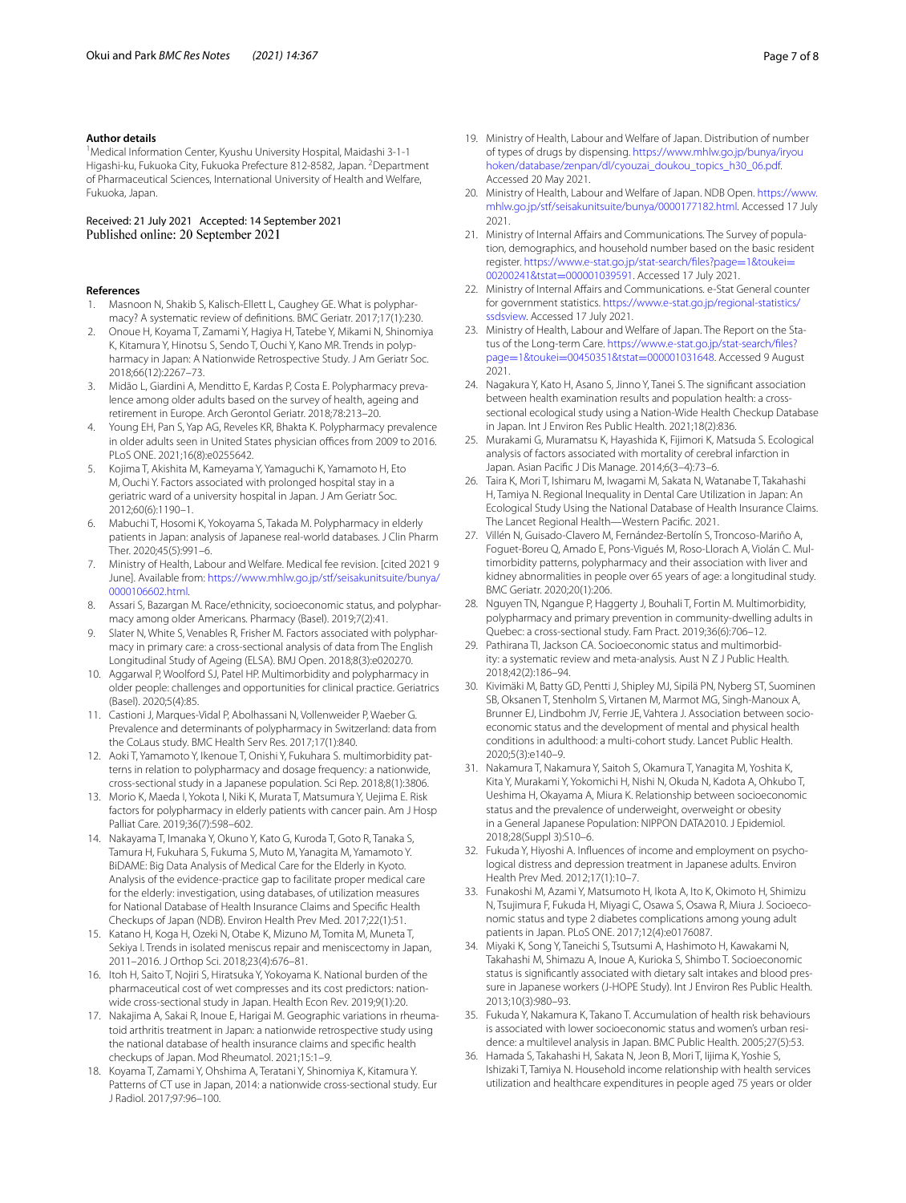### Author details

[1]Medical Information Center, Kyushu University Hospital, Maidashi 3-1-1 Higashi-ku, Fukuoka City, Fukuoka Prefecture 812-8582, Japan. [2]Department of Pharmaceutical Sciences, International University of Health and Welfare, Fukuoka, Japan.

Received: 21 July 2021 Accepted: 14 September 2021
Published online: 20 September 2021

### References

1. Masnoon N, Shakib S, Kalisch-Ellett L, Caughey GE. What is polypharmacy? A systematic review of definitions. BMC Geriatr. 2017;17(1):230.
2. Onoue H, Koyama T, Zamami Y, Hagiya H, Tatebe Y, Mikami N, Shinomiya K, Kitamura Y, Hinotsu S, Sendo T, Ouchi Y, Kano MR. Trends in polypharmacy in Japan: A Nationwide Retrospective Study. J Am Geriatr Soc. 2018;66(12):2267–73.
3. Midão L, Giardini A, Menditto E, Kardas P, Costa E. Polypharmacy prevalence among older adults based on the survey of health, ageing and retirement in Europe. Arch Gerontol Geriatr. 2018;78:213–20.
4. Young EH, Pan S, Yap AG, Reveles KR, Bhakta K. Polypharmacy prevalence in older adults seen in United States physician offices from 2009 to 2016. PLoS ONE. 2021;16(8):e0255642.
5. Kojima T, Akishita M, Kameyama Y, Yamaguchi K, Yamamoto H, Eto M, Ouchi Y. Factors associated with prolonged hospital stay in a geriatric ward of a university hospital in Japan. J Am Geriatr Soc. 2012;60(6):1190–1.
6. Mabuchi T, Hosomi K, Yokoyama S, Takada M. Polypharmacy in elderly patients in Japan: analysis of Japanese real-world databases. J Clin Pharm Ther. 2020;45(5):991–6.
7. Ministry of Health, Labour and Welfare. Medical fee revision. [cited 2021 9 June]. Available from: https://www.mhlw.go.jp/stf/seisakunitsuite/bunya/0000106602.html.
8. Assari S, Bazargan M. Race/ethnicity, socioeconomic status, and polypharmacy among older Americans. Pharmacy (Basel). 2019;7(2):41.
9. Slater N, White S, Venables R, Frisher M. Factors associated with polypharmacy in primary care: a cross-sectional analysis of data from The English Longitudinal Study of Ageing (ELSA). BMJ Open. 2018;8(3):e020270.
10. Aggarwal P, Woolford SJ, Patel HP. Multimorbidity and polypharmacy in older people: challenges and opportunities for clinical practice. Geriatrics (Basel). 2020;5(4):85.
11. Castioni J, Marques-Vidal P, Abolhassani N, Vollenweider P, Waeber G. Prevalence and determinants of polypharmacy in Switzerland: data from the CoLaus study. BMC Health Serv Res. 2017;17(1):840.
12. Aoki T, Yamamoto Y, Ikenoue T, Onishi Y, Fukuhara S. multimorbidity patterns in relation to polypharmacy and dosage frequency: a nationwide, cross-sectional study in a Japanese population. Sci Rep. 2018;8(1):3806.
13. Morio K, Maeda I, Yokota I, Niki K, Murata T, Matsumura Y, Uejima E. Risk factors for polypharmacy in elderly patients with cancer pain. Am J Hosp Palliat Care. 2019;36(7):598–602.
14. Nakayama T, Imanaka Y, Okuno Y, Kato G, Kuroda T, Goto R, Tanaka S, Tamura H, Fukuhara S, Fukuma S, Muto M, Yanagita M, Yamamoto Y. BiDAME: Big Data Analysis of Medical Care for the Elderly in Kyoto. Analysis of the evidence-practice gap to facilitate proper medical care for the elderly: investigation, using databases, of utilization measures for National Database of Health Insurance Claims and Specific Health Checkups of Japan (NDB). Environ Health Prev Med. 2017;22(1):51.
15. Katano H, Koga H, Ozeki N, Otabe K, Mizuno M, Tomita M, Muneta T, Sekiya I. Trends in isolated meniscus repair and meniscectomy in Japan, 2011–2016. J Orthop Sci. 2018;23(4):676–81.
16. Itoh H, Saito T, Nojiri S, Hiratsuka Y, Yokoyama K. National burden of the pharmaceutical cost of wet compresses and its cost predictors: nationwide cross-sectional study in Japan. Health Econ Rev. 2019;9(1):20.
17. Nakajima A, Sakai R, Inoue E, Harigai M. Geographic variations in rheumatoid arthritis treatment in Japan: a nationwide retrospective study using the national database of health insurance claims and specific health checkups of Japan. Mod Rheumatol. 2021;15:1–9.
18. Koyama T, Zamami Y, Ohshima A, Teratani Y, Shinomiya K, Kitamura Y. Patterns of CT use in Japan, 2014: a nationwide cross-sectional study. Eur J Radiol. 2017;97:96–100.
19. Ministry of Health, Labour and Welfare of Japan. Distribution of number of types of drugs by dispensing. https://www.mhlw.go.jp/bunya/iryouhoken/database/zenpan/dl/cyouzai_doukou_topics_h30_06.pdf. Accessed 20 May 2021.
20. Ministry of Health, Labour and Welfare of Japan. NDB Open. https://www.mhlw.go.jp/stf/seisakunitsuite/bunya/0000177182.html. Accessed 17 July 2021.
21. Ministry of Internal Affairs and Communications. The Survey of population, demographics, and household number based on the basic resident register. https://www.e-stat.go.jp/stat-search/files?page=1&toukei=00200241&tstat=000001039591. Accessed 17 July 2021.
22. Ministry of Internal Affairs and Communications. e-Stat General counter for government statistics. https://www.e-stat.go.jp/regional-statistics/ssdsview. Accessed 17 July 2021.
23. Ministry of Health, Labour and Welfare of Japan. The Report on the Status of the Long-term Care. https://www.e-stat.go.jp/stat-search/files?page=1&toukei=00450351&tstat=000001031648. Accessed 9 August 2021.
24. Nagakura Y, Kato H, Asano S, Jinno Y, Tanei S. The significant association between health examination results and population health: a cross-sectional ecological study using a Nation-Wide Health Checkup Database in Japan. Int J Environ Res Public Health. 2021;18(2):836.
25. Murakami G, Muramatsu K, Hayashida K, Fijimori K, Matsuda S. Ecological analysis of factors associated with mortality of cerebral infarction in Japan. Asian Pacific J Dis Manage. 2014;6(3–4):73–6.
26. Taira K, Mori T, Ishimaru M, Iwagami M, Sakata N, Watanabe T, Takahashi H, Tamiya N. Regional Inequality in Dental Care Utilization in Japan: An Ecological Study Using the National Database of Health Insurance Claims. The Lancet Regional Health—Western Pacific. 2021.
27. Villén N, Guisado-Clavero M, Fernández-Bertolín S, Troncoso-Mariño A, Foguet-Boreu Q, Amado E, Pons-Vigués M, Roso-Llorach A, Violán C. Multimorbidity patterns, polypharmacy and their association with liver and kidney abnormalities in people over 65 years of age: a longitudinal study. BMC Geriatr. 2020;20(1):206.
28. Nguyen TN, Ngangue P, Haggerty J, Bouhali T, Fortin M. Multimorbidity, polypharmacy and primary prevention in community-dwelling adults in Quebec: a cross-sectional study. Fam Pract. 2019;36(6):706–12.
29. Pathirana TI, Jackson CA. Socioeconomic status and multimorbidity: a systematic review and meta-analysis. Aust N Z J Public Health. 2018;42(2):186–94.
30. Kivimäki M, Batty GD, Pentti J, Shipley MJ, Sipilä PN, Nyberg ST, Suominen SB, Oksanen T, Stenholm S, Virtanen M, Marmot MG, Singh-Manoux A, Brunner EJ, Lindbohm JV, Ferrie JE, Vahtera J. Association between socioeconomic status and the development of mental and physical health conditions in adulthood: a multi-cohort study. Lancet Public Health. 2020;5(3):e140–9.
31. Nakamura T, Nakamura Y, Saitoh S, Okamura T, Yanagita M, Yoshita K, Kita Y, Murakami Y, Yokomichi H, Nishi N, Okuda N, Kadota A, Ohkubo T, Ueshima H, Okayama A, Miura K. Relationship between socioeconomic status and the prevalence of underweight, overweight or obesity in a General Japanese Population: NIPPON DATA2010. J Epidemiol. 2018;28(Suppl 3):S10–6.
32. Fukuda Y, Hiyoshi A. Influences of income and employment on psychological distress and depression treatment in Japanese adults. Environ Health Prev Med. 2012;17(1):10–7.
33. Funakoshi M, Azami Y, Matsumoto H, Ikota A, Ito K, Okimoto H, Shimizu N, Tsujimura F, Fukuda H, Miyagi C, Osawa S, Osawa R, Miura J. Socioeconomic status and type 2 diabetes complications among young adult patients in Japan. PLoS ONE. 2017;12(4):e0176087.
34. Miyaki K, Song Y, Taneichi S, Tsutsumi A, Hashimoto H, Kawakami N, Takahashi M, Shimazu A, Inoue A, Kurioka S, Shimbo T. Socioeconomic status is significantly associated with dietary salt intakes and blood pressure in Japanese workers (J-HOPE Study). Int J Environ Res Public Health. 2013;10(3):980–93.
35. Fukuda Y, Nakamura K, Takano T. Accumulation of health risk behaviours is associated with lower socioeconomic status and women's urban residence: a multilevel analysis in Japan. BMC Public Health. 2005;27(5):53.
36. Hamada S, Takahashi H, Sakata N, Jeon B, Mori T, Iijima K, Yoshie S, Ishizaki T, Tamiya N. Household income relationship with health services utilization and healthcare expenditures in people aged 75 years or older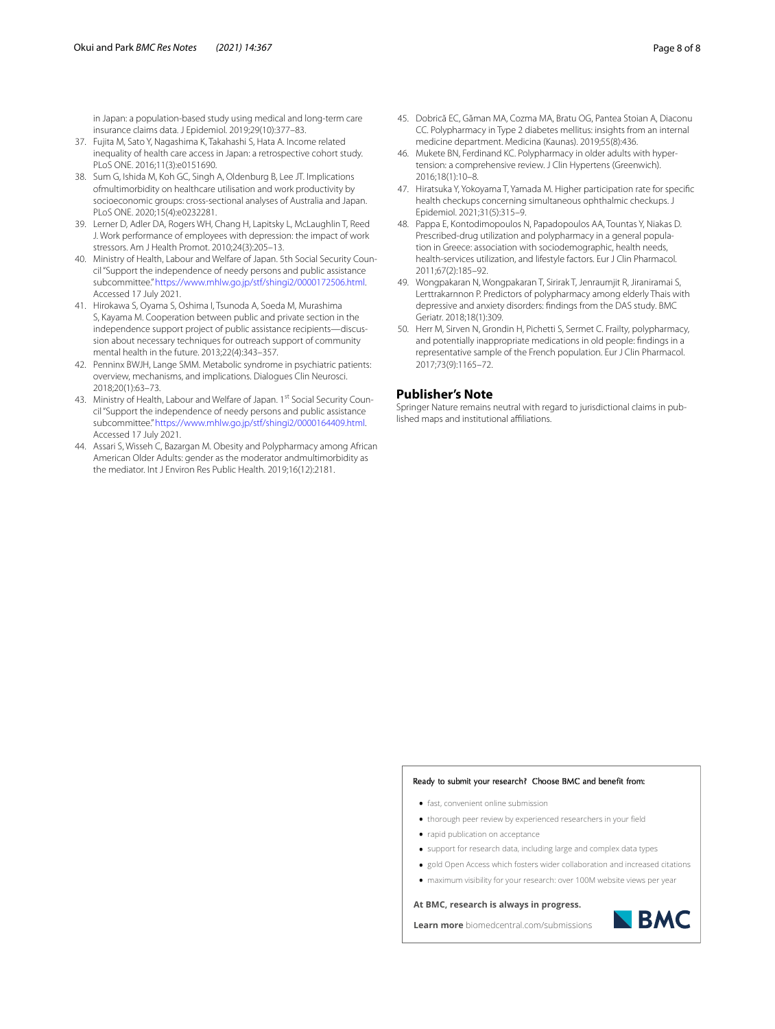in Japan: a population-based study using medical and long-term care insurance claims data. J Epidemiol. 2019;29(10):377–83.

37. Fujita M, Sato Y, Nagashima K, Takahashi S, Hata A. Income related inequality of health care access in Japan: a retrospective cohort study. PLoS ONE. 2016;11(3):e0151690.
38. Sum G, Ishida M, Koh GC, Singh A, Oldenburg B, Lee JT. Implications ofmultimorbidity on healthcare utilisation and work productivity by socioeconomic groups: cross-sectional analyses of Australia and Japan. PLoS ONE. 2020;15(4):e0232281.
39. Lerner D, Adler DA, Rogers WH, Chang H, Lapitsky L, McLaughlin T, Reed J. Work performance of employees with depression: the impact of work stressors. Am J Health Promot. 2010;24(3):205–13.
40. Ministry of Health, Labour and Welfare of Japan. 5th Social Security Council "Support the independence of needy persons and public assistance subcommittee." https://www.mhlw.go.jp/stf/shingi2/0000172506.html. Accessed 17 July 2021.
41. Hirokawa S, Oyama S, Oshima I, Tsunoda A, Soeda M, Murashima S, Kayama M. Cooperation between public and private section in the independence support project of public assistance recipients—discussion about necessary techniques for outreach support of community mental health in the future. 2013;22(4):343–357.
42. Penninx BWJH, Lange SMM. Metabolic syndrome in psychiatric patients: overview, mechanisms, and implications. Dialogues Clin Neurosci. 2018;20(1):63–73.
43. Ministry of Health, Labour and Welfare of Japan. 1st Social Security Council "Support the independence of needy persons and public assistance subcommittee." https://www.mhlw.go.jp/stf/shingi2/0000164409.html. Accessed 17 July 2021.
44. Assari S, Wisseh C, Bazargan M. Obesity and Polypharmacy among African American Older Adults: gender as the moderator andmultimorbidity as the mediator. Int J Environ Res Public Health. 2019;16(12):2181.
45. Dobrică EC, Găman MA, Cozma MA, Bratu OG, Pantea Stoian A, Diaconu CC. Polypharmacy in Type 2 diabetes mellitus: insights from an internal medicine department. Medicina (Kaunas). 2019;55(8):436.
46. Mukete BN, Ferdinand KC. Polypharmacy in older adults with hypertension: a comprehensive review. J Clin Hypertens (Greenwich). 2016;18(1):10–8.
47. Hiratsuka Y, Yokoyama T, Yamada M. Higher participation rate for specific health checkups concerning simultaneous ophthalmic checkups. J Epidemiol. 2021;31(5):315–9.
48. Pappa E, Kontodimopoulos N, Papadopoulos AA, Tountas Y, Niakas D. Prescribed-drug utilization and polypharmacy in a general population in Greece: association with sociodemographic, health needs, health-services utilization, and lifestyle factors. Eur J Clin Pharmacol. 2011;67(2):185–92.
49. Wongpakaran N, Wongpakaran T, Sirirak T, Jenraumjit R, Jiraniramai S, Lerttrakarnnon P. Predictors of polypharmacy among elderly Thais with depressive and anxiety disorders: findings from the DAS study. BMC Geriatr. 2018;18(1):309.
50. Herr M, Sirven N, Grondin H, Pichetti S, Sermet C. Frailty, polypharmacy, and potentially inappropriate medications in old people: findings in a representative sample of the French population. Eur J Clin Pharmacol. 2017;73(9):1165–72.

## Publisher's Note

Springer Nature remains neutral with regard to jurisdictional claims in published maps and institutional affiliations.

Ready to submit your research? Choose BMC and benefit from:

- fast, convenient online submission
- thorough peer review by experienced researchers in your field
- rapid publication on acceptance
- support for research data, including large and complex data types
- gold Open Access which fosters wider collaboration and increased citations
- maximum visibility for your research: over 100M website views per year

**At BMC, research is always in progress.**

**Learn more** biomedcentral.com/submissions